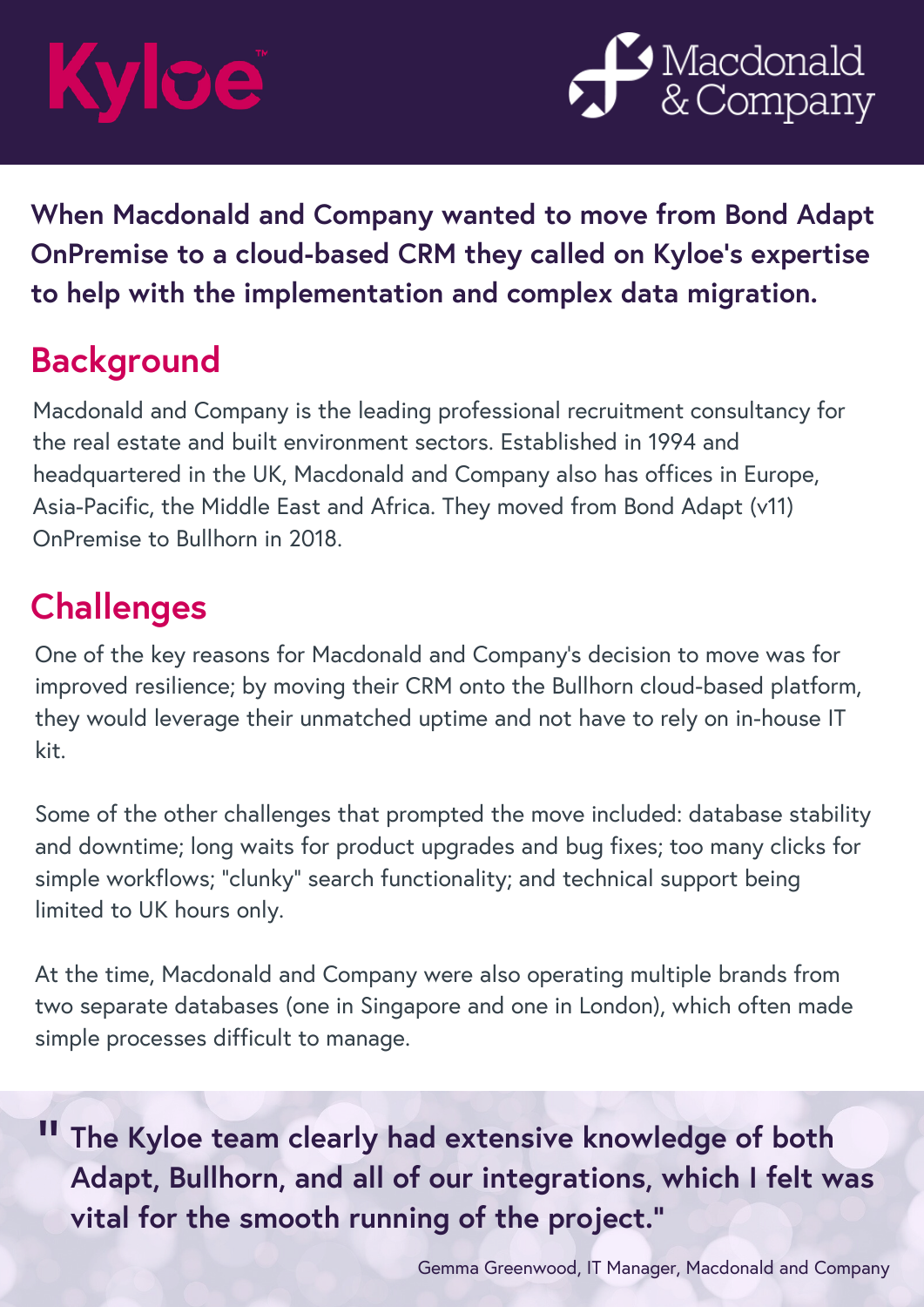Kyloe™

Macdonald & Company

**When Macdonald and Company wanted to move from Bond Adapt OnPremise to a cloud-based CRM they called on Kyloe's expertise to help with the implementation and complex data migration.**

## Background

Macdonald and Company is the leading professional recruitment consultancy for the real estate and built environment sectors. Established in 1994 and headquartered in the UK, Macdonald and Company also has offices in Europe, Asia-Pacific, the Middle East and Africa. They moved from Bond Adapt (v11) OnPremise to Bullhorn in 2018.

## Challenges

One of the key reasons for Macdonald and Company's decision to move was for improved resilience; by moving their CRM onto the Bullhorn cloud-based platform, they would leverage their unmatched uptime and not have to rely on in-house IT kit.

Some of the other challenges that prompted the move included: database stability and downtime; long waits for product upgrades and bug fixes; too many clicks for simple workflows; "clunky" search functionality; and technical support being limited to UK hours only.

At the time, Macdonald and Company were also operating multiple brands from two separate databases (one in Singapore and one in London), which often made simple processes difficult to manage.

> **"The Kyloe team clearly had extensive knowledge of both Adapt, Bullhorn, and all of our integrations, which I felt was vital for the smooth running of the project."**
>
> Gemma Greenwood, IT Manager, Macdonald and Company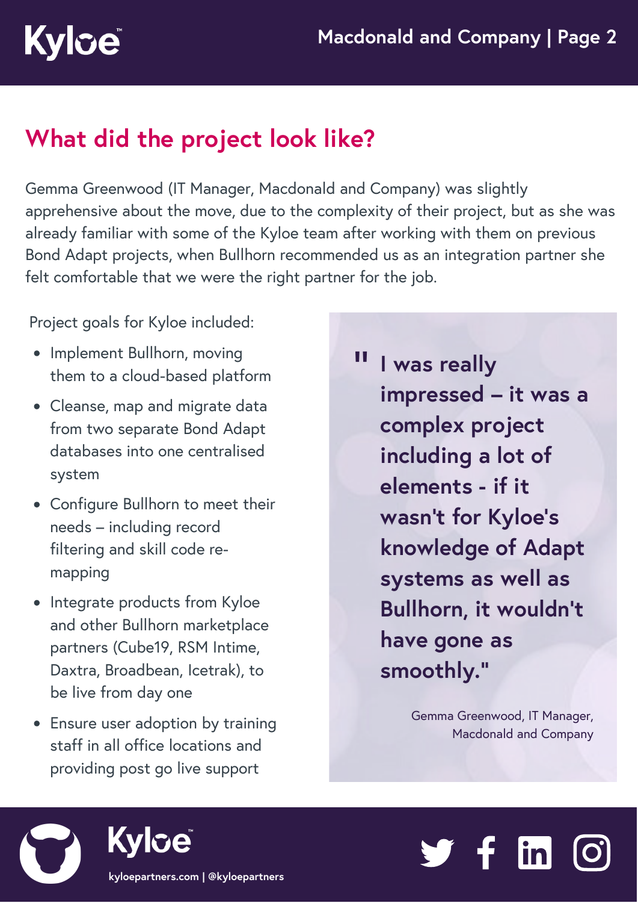## What did the project look like?

Gemma Greenwood (IT Manager, Macdonald and Company) was slightly apprehensive about the move, due to the complexity of their project, but as she was already familiar with some of the Kyloe team after working with them on previous Bond Adapt projects, when Bullhorn recommended us as an integration partner she felt comfortable that we were the right partner for the job.

Project goals for Kyloe included:

- Implement Bullhorn, moving them to a cloud-based platform
- Cleanse, map and migrate data from two separate Bond Adapt databases into one centralised system
- Configure Bullhorn to meet their needs – including record filtering and skill code re-mapping
- Integrate products from Kyloe and other Bullhorn marketplace partners (Cube19, RSM Intime, Daxtra, Broadbean, Icetrak), to be live from day one
- Ensure user adoption by training staff in all office locations and providing post go live support

> **"I was really impressed – it was a complex project including a lot of elements - if it wasn't for Kyloe's knowledge of Adapt systems as well as Bullhorn, it wouldn't have gone as smoothly."**
>
> Gemma Greenwood, IT Manager, Macdonald and Company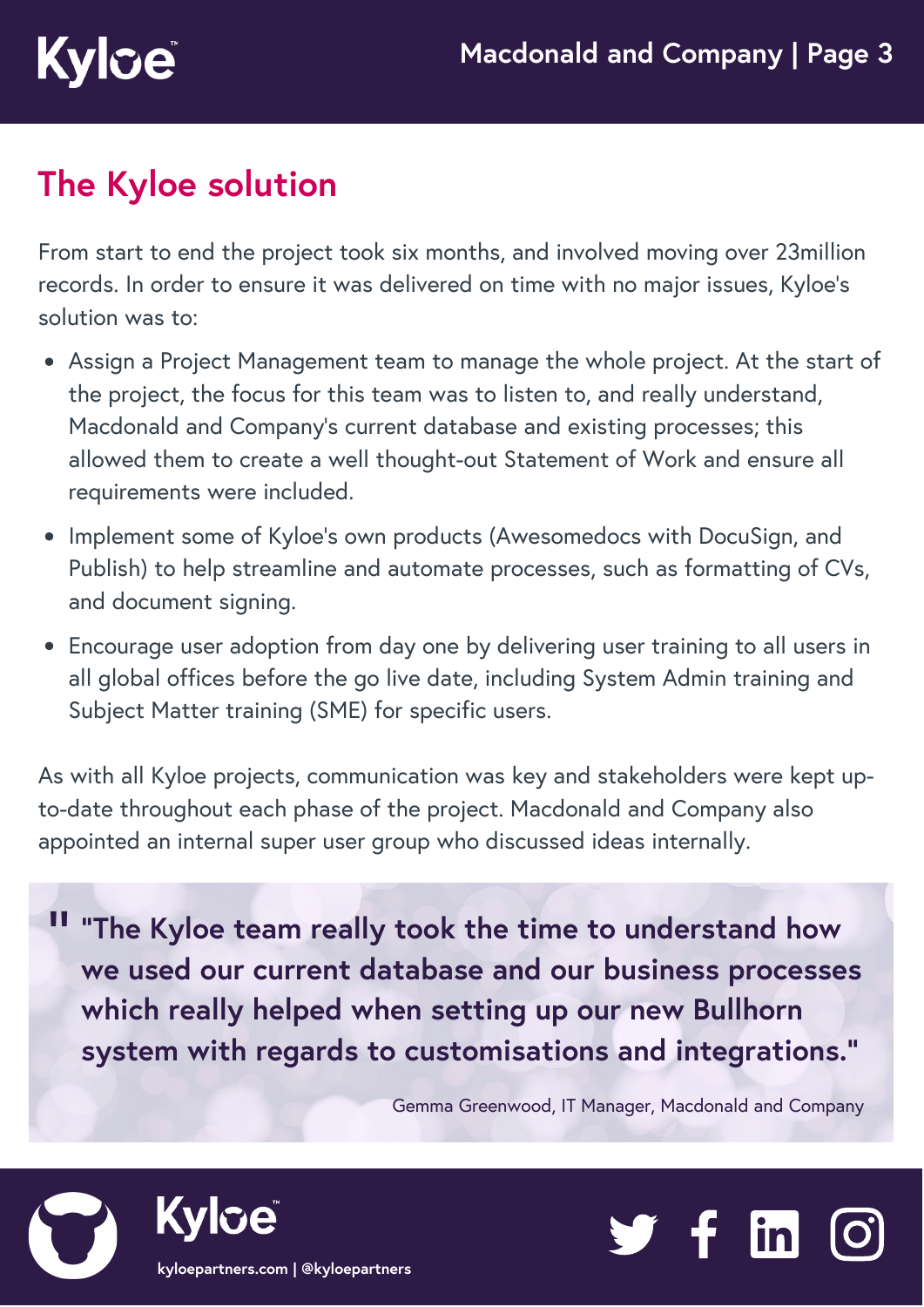## The Kyloe solution

From start to end the project took six months, and involved moving over 23million records. In order to ensure it was delivered on time with no major issues, Kyloe's solution was to:

- Assign a Project Management team to manage the whole project. At the start of the project, the focus for this team was to listen to, and really understand, Macdonald and Company's current database and existing processes; this allowed them to create a well thought-out Statement of Work and ensure all requirements were included.
- Implement some of Kyloe's own products (Awesomedocs with DocuSign, and Publish) to help streamline and automate processes, such as formatting of CVs, and document signing.
- Encourage user adoption from day one by delivering user training to all users in all global offices before the go live date, including System Admin training and Subject Matter training (SME) for specific users.

As with all Kyloe projects, communication was key and stakeholders were kept up-to-date throughout each phase of the project. Macdonald and Company also appointed an internal super user group who discussed ideas internally.

> **"The Kyloe team really took the time to understand how we used our current database and our business processes which really helped when setting up our new Bullhorn system with regards to customisations and integrations."**
>
> Gemma Greenwood, IT Manager, Macdonald and Company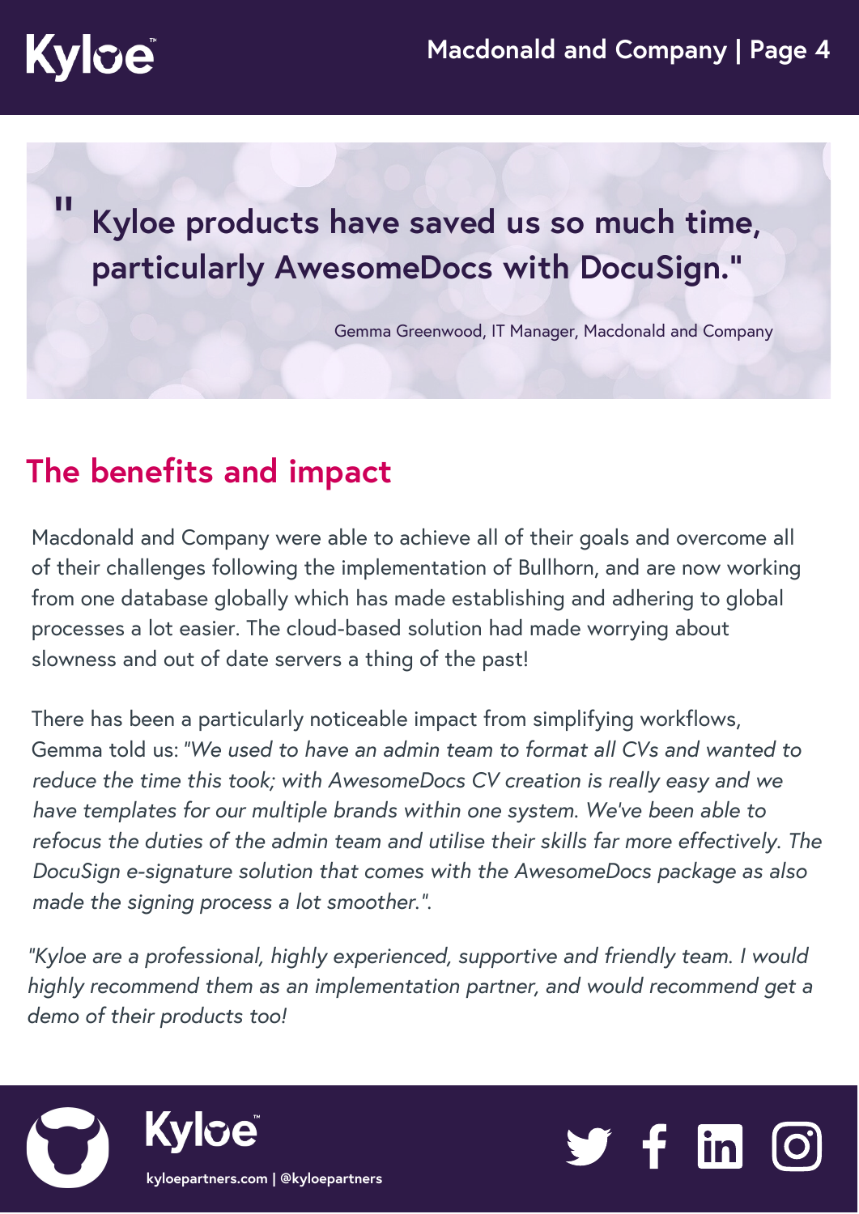> " Kyloe products have saved us so much time, particularly AwesomeDocs with DocuSign."
>
> Gemma Greenwood, IT Manager, Macdonald and Company

## The benefits and impact

Macdonald and Company were able to achieve all of their goals and overcome all of their challenges following the implementation of Bullhorn, and are now working from one database globally which has made establishing and adhering to global processes a lot easier. The cloud-based solution had made worrying about slowness and out of date servers a thing of the past!

There has been a particularly noticeable impact from simplifying workflows, Gemma told us: *"We used to have an admin team to format all CVs and wanted to reduce the time this took; with AwesomeDocs CV creation is really easy and we have templates for our multiple brands within one system. We've been able to refocus the duties of the admin team and utilise their skills far more effectively. The DocuSign e-signature solution that comes with the AwesomeDocs package as also made the signing process a lot smoother.".*

*"Kyloe are a professional, highly experienced, supportive and friendly team. I would highly recommend them as an implementation partner, and would recommend get a demo of their products too!*

Kyloe

kyloepartners.com | @kyloepartners